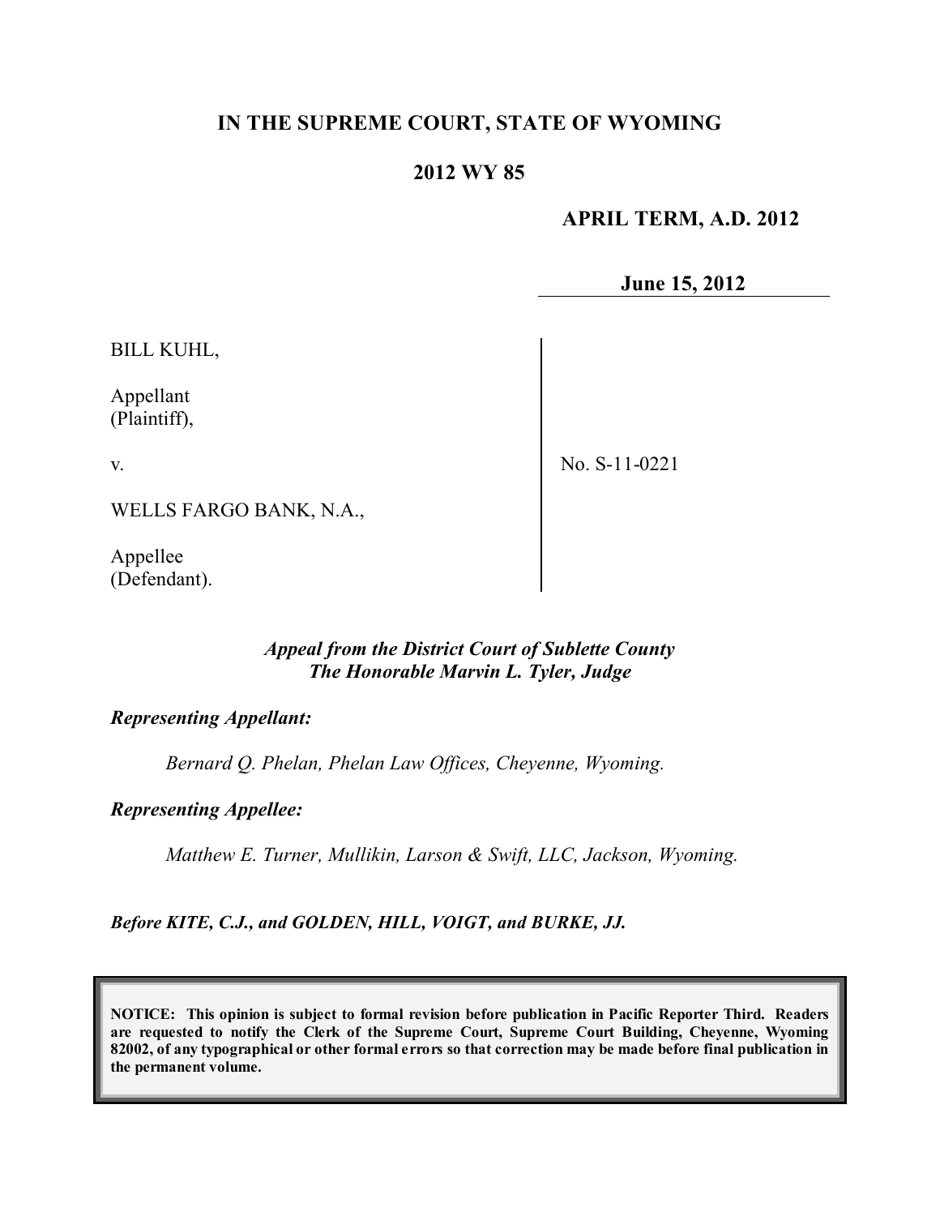# IN THE SUPREME COURT, STATE OF WYOMING

## 2012 WY 85

**APRIL TERM, A.D. 2012**

**June 15, 2012**

BILL KUHL,

Appellant
(Plaintiff),

v.

WELLS FARGO BANK, N.A.,

Appellee
(Defendant).

No. S-11-0221

*Appeal from the District Court of Sublette County*
*The Honorable Marvin L. Tyler, Judge*

***Representing Appellant:***

*Bernard Q. Phelan, Phelan Law Offices, Cheyenne, Wyoming.*

***Representing Appellee:***

*Matthew E. Turner, Mullikin, Larson & Swift, LLC, Jackson, Wyoming.*

***Before KITE, C.J., and GOLDEN, HILL, VOIGT, and BURKE, JJ.***

**NOTICE: This opinion is subject to formal revision before publication in Pacific Reporter Third. Readers are requested to notify the Clerk of the Supreme Court, Supreme Court Building, Cheyenne, Wyoming 82002, of any typographical or other formal errors so that correction may be made before final publication in the permanent volume.**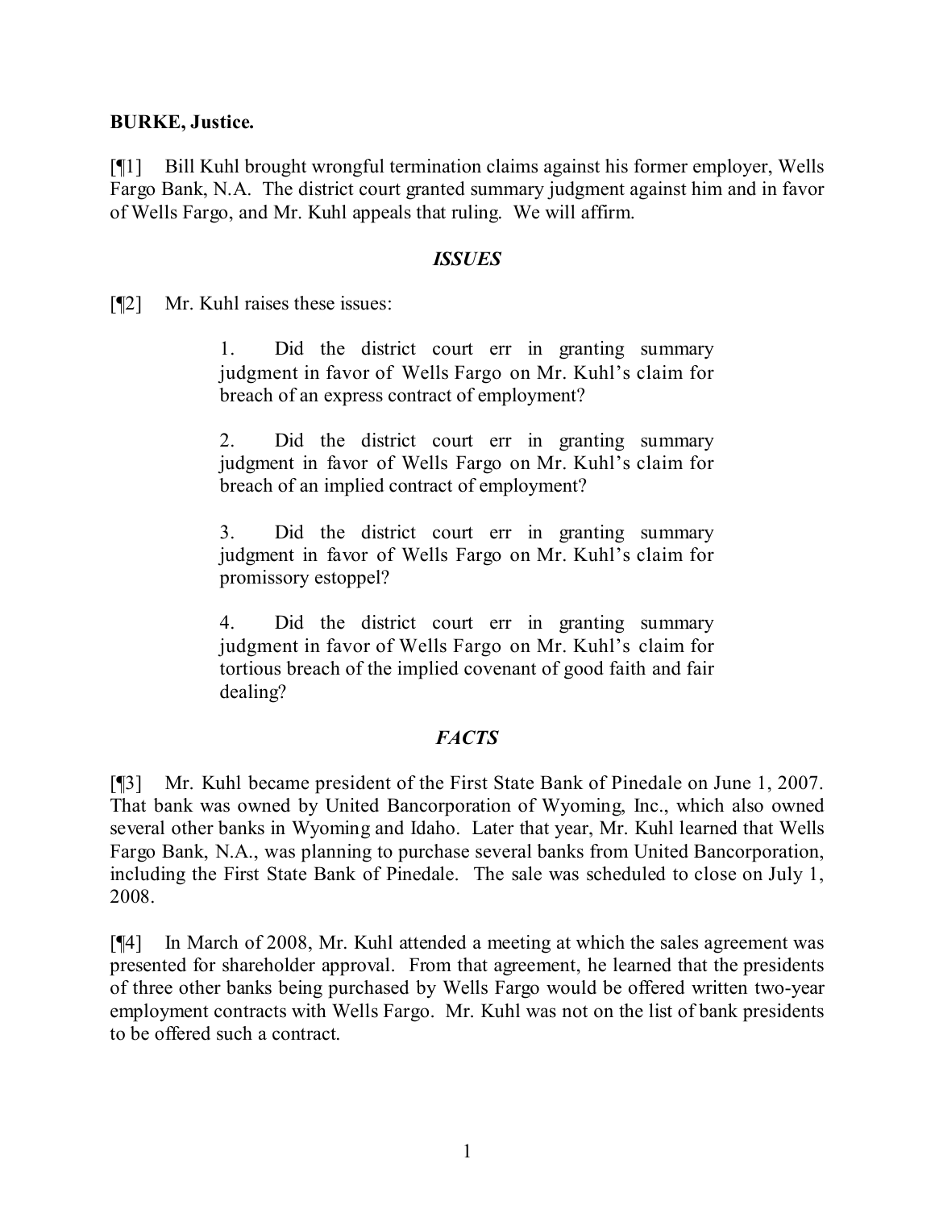**BURKE, Justice.**

[¶1] Bill Kuhl brought wrongful termination claims against his former employer, Wells Fargo Bank, N.A. The district court granted summary judgment against him and in favor of Wells Fargo, and Mr. Kuhl appeals that ruling. We will affirm.

### *ISSUES*

[¶2] Mr. Kuhl raises these issues:

> 1. Did the district court err in granting summary judgment in favor of Wells Fargo on Mr. Kuhl's claim for breach of an express contract of employment?
>
> 2. Did the district court err in granting summary judgment in favor of Wells Fargo on Mr. Kuhl's claim for breach of an implied contract of employment?
>
> 3. Did the district court err in granting summary judgment in favor of Wells Fargo on Mr. Kuhl's claim for promissory estoppel?
>
> 4. Did the district court err in granting summary judgment in favor of Wells Fargo on Mr. Kuhl's claim for tortious breach of the implied covenant of good faith and fair dealing?

### *FACTS*

[¶3] Mr. Kuhl became president of the First State Bank of Pinedale on June 1, 2007. That bank was owned by United Bancorporation of Wyoming, Inc., which also owned several other banks in Wyoming and Idaho. Later that year, Mr. Kuhl learned that Wells Fargo Bank, N.A., was planning to purchase several banks from United Bancorporation, including the First State Bank of Pinedale. The sale was scheduled to close on July 1, 2008.

[¶4] In March of 2008, Mr. Kuhl attended a meeting at which the sales agreement was presented for shareholder approval. From that agreement, he learned that the presidents of three other banks being purchased by Wells Fargo would be offered written two-year employment contracts with Wells Fargo. Mr. Kuhl was not on the list of bank presidents to be offered such a contract.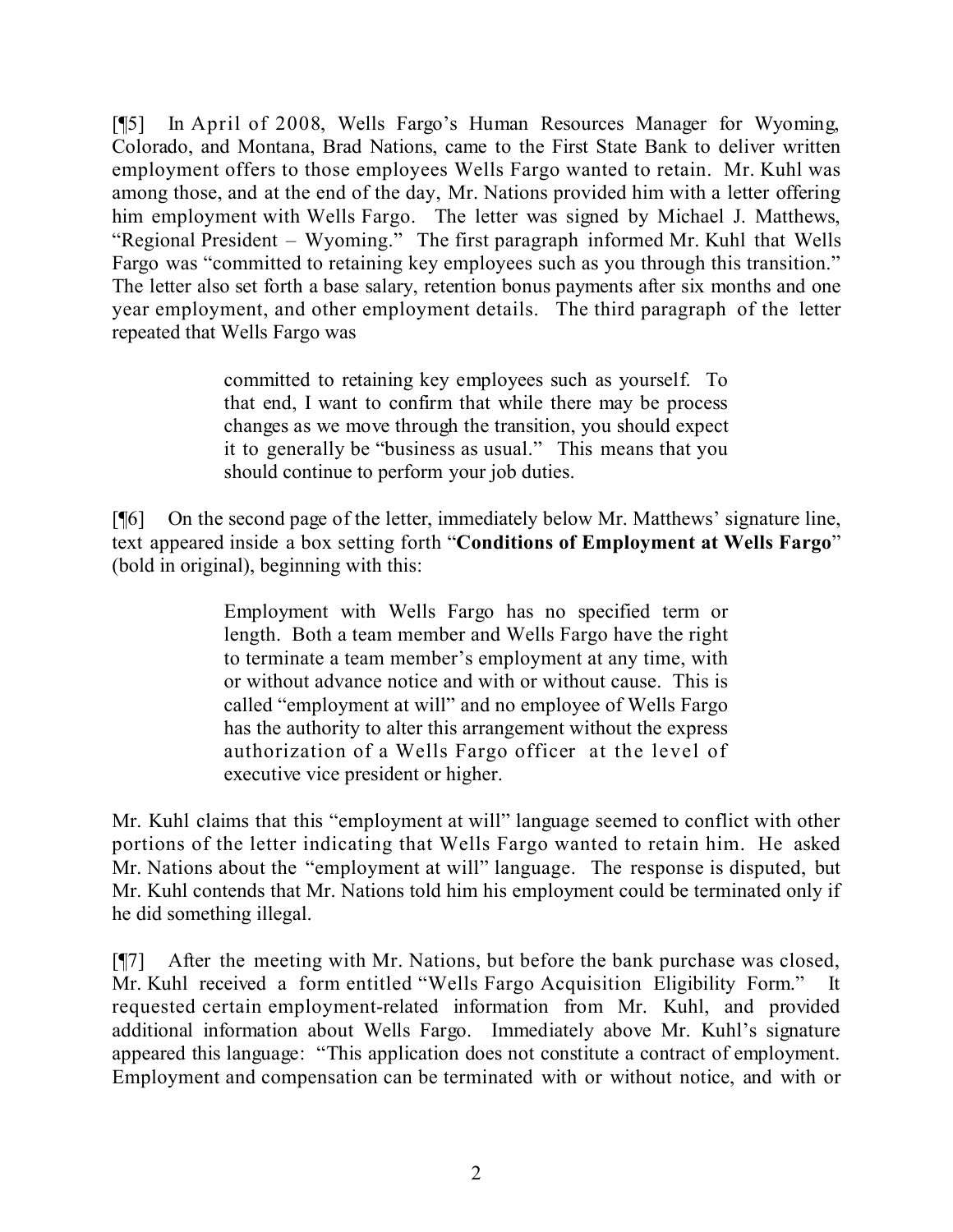[¶5] In April of 2008, Wells Fargo's Human Resources Manager for Wyoming, Colorado, and Montana, Brad Nations, came to the First State Bank to deliver written employment offers to those employees Wells Fargo wanted to retain. Mr. Kuhl was among those, and at the end of the day, Mr. Nations provided him with a letter offering him employment with Wells Fargo. The letter was signed by Michael J. Matthews, "Regional President – Wyoming." The first paragraph informed Mr. Kuhl that Wells Fargo was "committed to retaining key employees such as you through this transition." The letter also set forth a base salary, retention bonus payments after six months and one year employment, and other employment details. The third paragraph of the letter repeated that Wells Fargo was

> committed to retaining key employees such as yourself. To that end, I want to confirm that while there may be process changes as we move through the transition, you should expect it to generally be "business as usual." This means that you should continue to perform your job duties.

[¶6] On the second page of the letter, immediately below Mr. Matthews' signature line, text appeared inside a box setting forth "**Conditions of Employment at Wells Fargo**" (bold in original), beginning with this:

> Employment with Wells Fargo has no specified term or length. Both a team member and Wells Fargo have the right to terminate a team member's employment at any time, with or without advance notice and with or without cause. This is called "employment at will" and no employee of Wells Fargo has the authority to alter this arrangement without the express authorization of a Wells Fargo officer at the level of executive vice president or higher.

Mr. Kuhl claims that this "employment at will" language seemed to conflict with other portions of the letter indicating that Wells Fargo wanted to retain him. He asked Mr. Nations about the "employment at will" language. The response is disputed, but Mr. Kuhl contends that Mr. Nations told him his employment could be terminated only if he did something illegal.

[¶7] After the meeting with Mr. Nations, but before the bank purchase was closed, Mr. Kuhl received a form entitled "Wells Fargo Acquisition Eligibility Form." It requested certain employment-related information from Mr. Kuhl, and provided additional information about Wells Fargo. Immediately above Mr. Kuhl's signature appeared this language: "This application does not constitute a contract of employment. Employment and compensation can be terminated with or without notice, and with or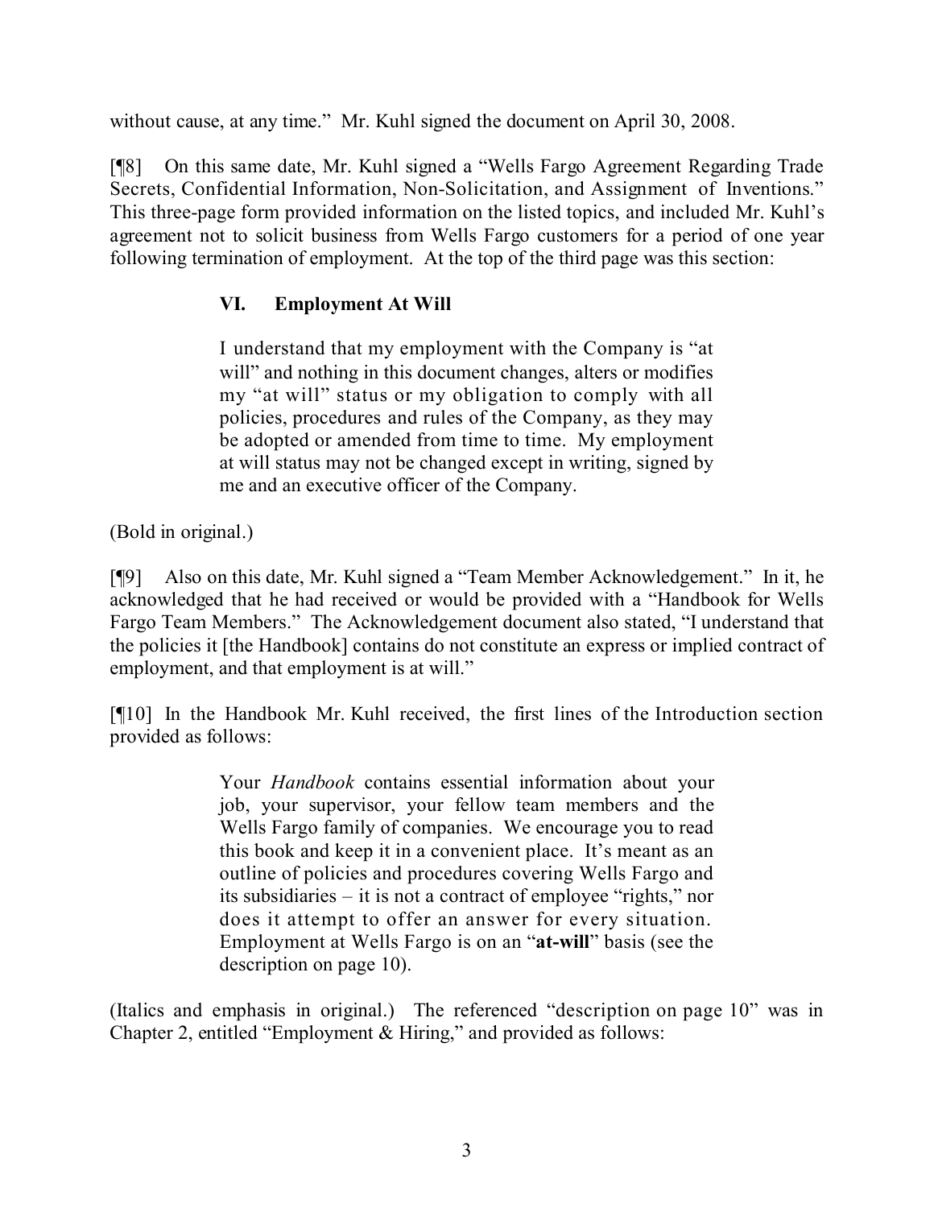without cause, at any time." Mr. Kuhl signed the document on April 30, 2008.

[¶8] On this same date, Mr. Kuhl signed a "Wells Fargo Agreement Regarding Trade Secrets, Confidential Information, Non-Solicitation, and Assignment of Inventions." This three-page form provided information on the listed topics, and included Mr. Kuhl's agreement not to solicit business from Wells Fargo customers for a period of one year following termination of employment. At the top of the third page was this section:

> **VI. Employment At Will**
>
> I understand that my employment with the Company is "at will" and nothing in this document changes, alters or modifies my "at will" status or my obligation to comply with all policies, procedures and rules of the Company, as they may be adopted or amended from time to time. My employment at will status may not be changed except in writing, signed by me and an executive officer of the Company.

(Bold in original.)

[¶9] Also on this date, Mr. Kuhl signed a "Team Member Acknowledgement." In it, he acknowledged that he had received or would be provided with a "Handbook for Wells Fargo Team Members." The Acknowledgement document also stated, "I understand that the policies it [the Handbook] contains do not constitute an express or implied contract of employment, and that employment is at will."

[¶10] In the Handbook Mr. Kuhl received, the first lines of the Introduction section provided as follows:

> Your *Handbook* contains essential information about your job, your supervisor, your fellow team members and the Wells Fargo family of companies. We encourage you to read this book and keep it in a convenient place. It's meant as an outline of policies and procedures covering Wells Fargo and its subsidiaries – it is not a contract of employee "rights," nor does it attempt to offer an answer for every situation. Employment at Wells Fargo is on an "**at-will**" basis (see the description on page 10).

(Italics and emphasis in original.) The referenced "description on page 10" was in Chapter 2, entitled "Employment & Hiring," and provided as follows: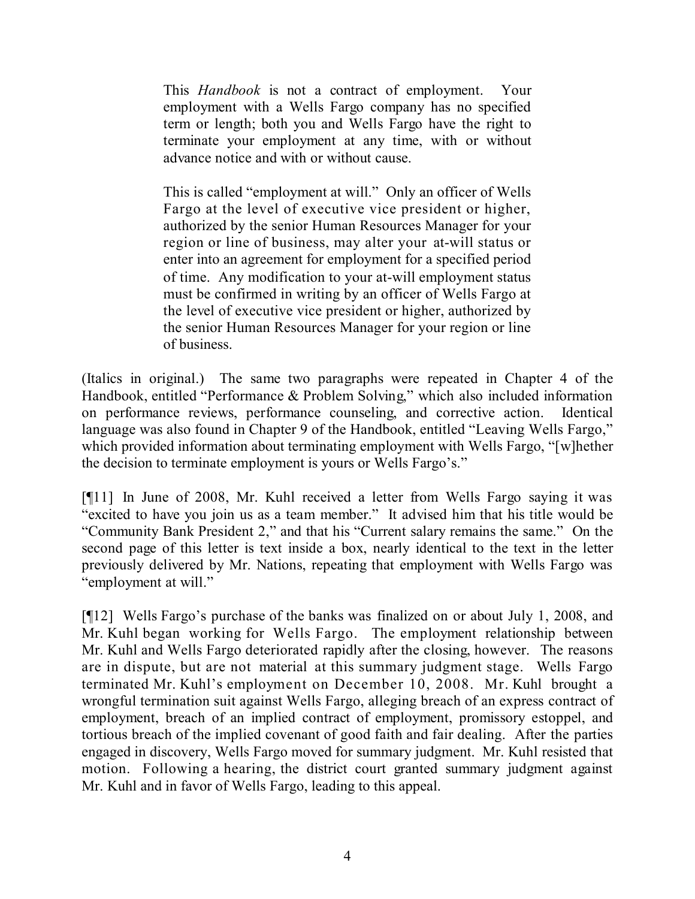> This *Handbook* is not a contract of employment. Your employment with a Wells Fargo company has no specified term or length; both you and Wells Fargo have the right to terminate your employment at any time, with or without advance notice and with or without cause.
>
> This is called "employment at will." Only an officer of Wells Fargo at the level of executive vice president or higher, authorized by the senior Human Resources Manager for your region or line of business, may alter your at-will status or enter into an agreement for employment for a specified period of time. Any modification to your at-will employment status must be confirmed in writing by an officer of Wells Fargo at the level of executive vice president or higher, authorized by the senior Human Resources Manager for your region or line of business.

(Italics in original.) The same two paragraphs were repeated in Chapter 4 of the Handbook, entitled "Performance & Problem Solving," which also included information on performance reviews, performance counseling, and corrective action. Identical language was also found in Chapter 9 of the Handbook, entitled "Leaving Wells Fargo," which provided information about terminating employment with Wells Fargo, "[w]hether the decision to terminate employment is yours or Wells Fargo's."

[¶11] In June of 2008, Mr. Kuhl received a letter from Wells Fargo saying it was "excited to have you join us as a team member." It advised him that his title would be "Community Bank President 2," and that his "Current salary remains the same." On the second page of this letter is text inside a box, nearly identical to the text in the letter previously delivered by Mr. Nations, repeating that employment with Wells Fargo was "employment at will."

[¶12] Wells Fargo's purchase of the banks was finalized on or about July 1, 2008, and Mr. Kuhl began working for Wells Fargo. The employment relationship between Mr. Kuhl and Wells Fargo deteriorated rapidly after the closing, however. The reasons are in dispute, but are not material at this summary judgment stage. Wells Fargo terminated Mr. Kuhl's employment on December 10, 2008. Mr. Kuhl brought a wrongful termination suit against Wells Fargo, alleging breach of an express contract of employment, breach of an implied contract of employment, promissory estoppel, and tortious breach of the implied covenant of good faith and fair dealing. After the parties engaged in discovery, Wells Fargo moved for summary judgment. Mr. Kuhl resisted that motion. Following a hearing, the district court granted summary judgment against Mr. Kuhl and in favor of Wells Fargo, leading to this appeal.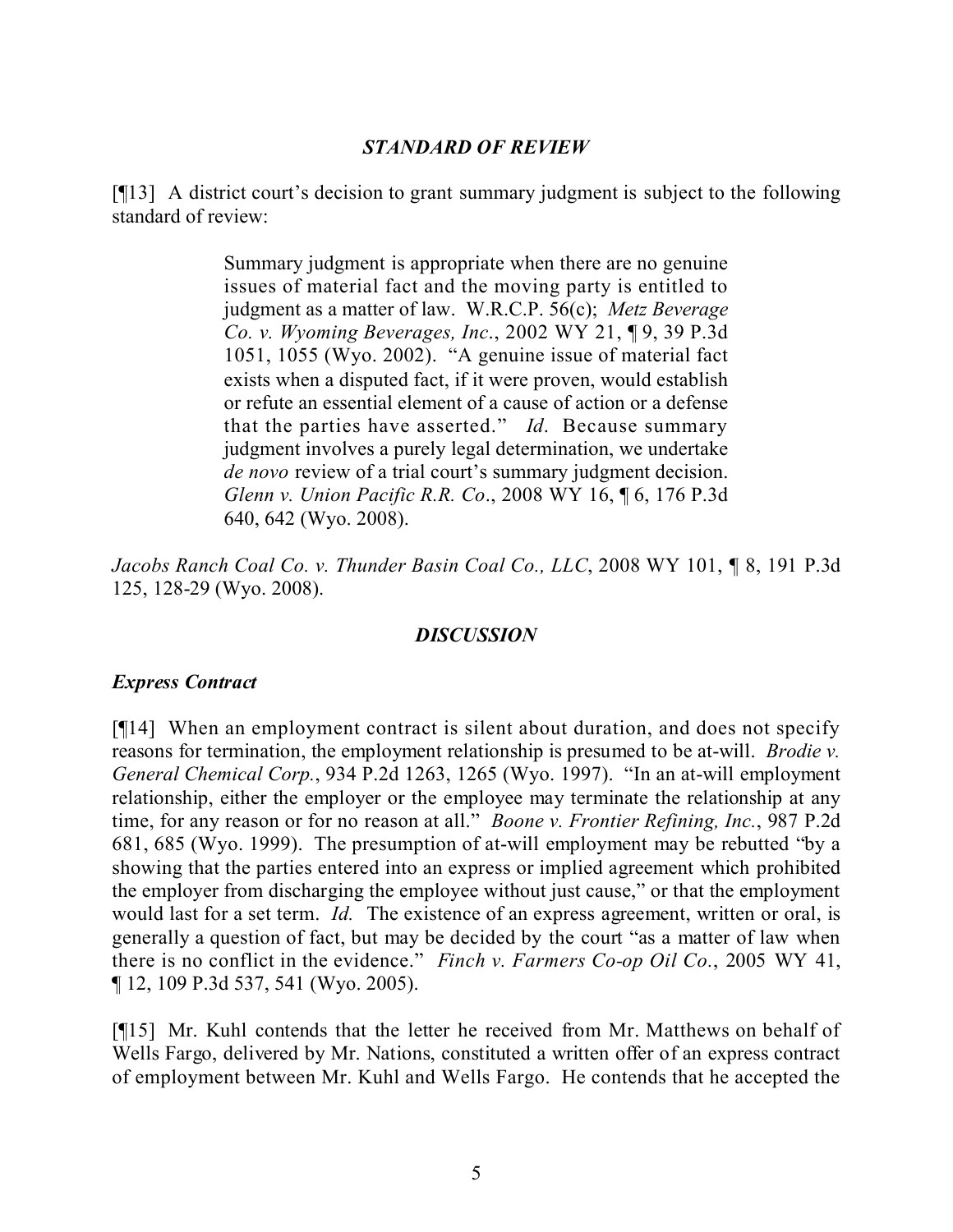### *STANDARD OF REVIEW*

[¶13] A district court's decision to grant summary judgment is subject to the following standard of review:

> Summary judgment is appropriate when there are no genuine issues of material fact and the moving party is entitled to judgment as a matter of law. W.R.C.P. 56(c); *Metz Beverage Co. v. Wyoming Beverages, Inc.*, 2002 WY 21, ¶ 9, 39 P.3d 1051, 1055 (Wyo. 2002). "A genuine issue of material fact exists when a disputed fact, if it were proven, would establish or refute an essential element of a cause of action or a defense that the parties have asserted." *Id*. Because summary judgment involves a purely legal determination, we undertake *de novo* review of a trial court's summary judgment decision. *Glenn v. Union Pacific R.R. Co*., 2008 WY 16, ¶ 6, 176 P.3d 640, 642 (Wyo. 2008).

*Jacobs Ranch Coal Co. v. Thunder Basin Coal Co., LLC*, 2008 WY 101, ¶ 8, 191 P.3d 125, 128-29 (Wyo. 2008).

### *DISCUSSION*

#### *Express Contract*

[¶14] When an employment contract is silent about duration, and does not specify reasons for termination, the employment relationship is presumed to be at-will. *Brodie v. General Chemical Corp.*, 934 P.2d 1263, 1265 (Wyo. 1997). "In an at-will employment relationship, either the employer or the employee may terminate the relationship at any time, for any reason or for no reason at all." *Boone v. Frontier Refining, Inc.*, 987 P.2d 681, 685 (Wyo. 1999). The presumption of at-will employment may be rebutted "by a showing that the parties entered into an express or implied agreement which prohibited the employer from discharging the employee without just cause," or that the employment would last for a set term. *Id.* The existence of an express agreement, written or oral, is generally a question of fact, but may be decided by the court "as a matter of law when there is no conflict in the evidence." *Finch v. Farmers Co-op Oil Co.*, 2005 WY 41, ¶ 12, 109 P.3d 537, 541 (Wyo. 2005).

[¶15] Mr. Kuhl contends that the letter he received from Mr. Matthews on behalf of Wells Fargo, delivered by Mr. Nations, constituted a written offer of an express contract of employment between Mr. Kuhl and Wells Fargo. He contends that he accepted the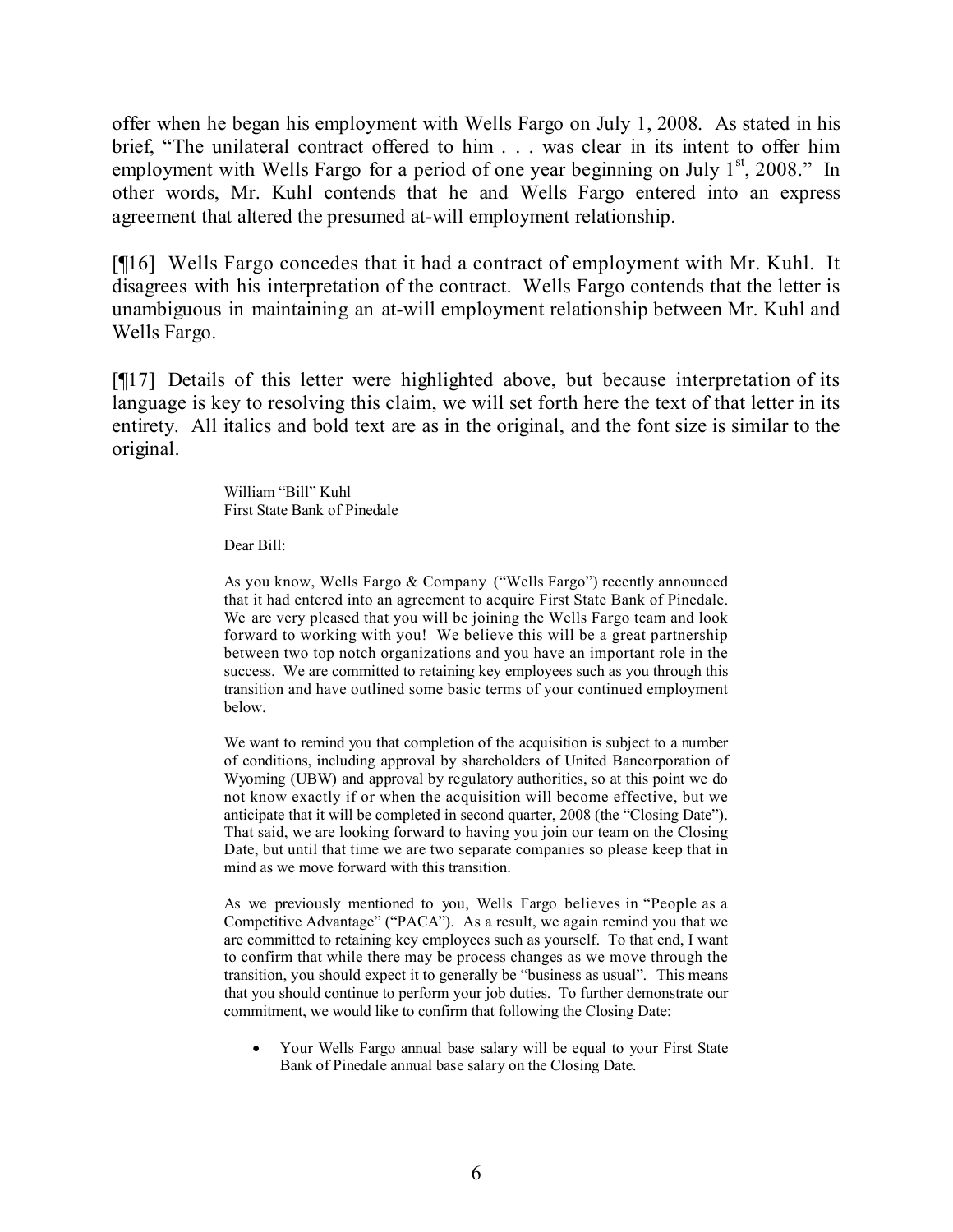offer when he began his employment with Wells Fargo on July 1, 2008. As stated in his brief, "The unilateral contract offered to him . . . was clear in its intent to offer him employment with Wells Fargo for a period of one year beginning on July 1st, 2008." In other words, Mr. Kuhl contends that he and Wells Fargo entered into an express agreement that altered the presumed at-will employment relationship.

[¶16] Wells Fargo concedes that it had a contract of employment with Mr. Kuhl. It disagrees with his interpretation of the contract. Wells Fargo contends that the letter is unambiguous in maintaining an at-will employment relationship between Mr. Kuhl and Wells Fargo.

[¶17] Details of this letter were highlighted above, but because interpretation of its language is key to resolving this claim, we will set forth here the text of that letter in its entirety. All italics and bold text are as in the original, and the font size is similar to the original.

> William "Bill" Kuhl
> First State Bank of Pinedale
>
> Dear Bill:
>
> As you know, Wells Fargo & Company ("Wells Fargo") recently announced that it had entered into an agreement to acquire First State Bank of Pinedale. We are very pleased that you will be joining the Wells Fargo team and look forward to working with you! We believe this will be a great partnership between two top notch organizations and you have an important role in the success. We are committed to retaining key employees such as you through this transition and have outlined some basic terms of your continued employment below.
>
> We want to remind you that completion of the acquisition is subject to a number of conditions, including approval by shareholders of United Bancorporation of Wyoming (UBW) and approval by regulatory authorities, so at this point we do not know exactly if or when the acquisition will become effective, but we anticipate that it will be completed in second quarter, 2008 (the "Closing Date"). That said, we are looking forward to having you join our team on the Closing Date, but until that time we are two separate companies so please keep that in mind as we move forward with this transition.
>
> As we previously mentioned to you, Wells Fargo believes in "People as a Competitive Advantage" ("PACA"). As a result, we again remind you that we are committed to retaining key employees such as yourself. To that end, I want to confirm that while there may be process changes as we move through the transition, you should expect it to generally be "business as usual". This means that you should continue to perform your job duties. To further demonstrate our commitment, we would like to confirm that following the Closing Date:
>
> - Your Wells Fargo annual base salary will be equal to your First State Bank of Pinedale annual base salary on the Closing Date.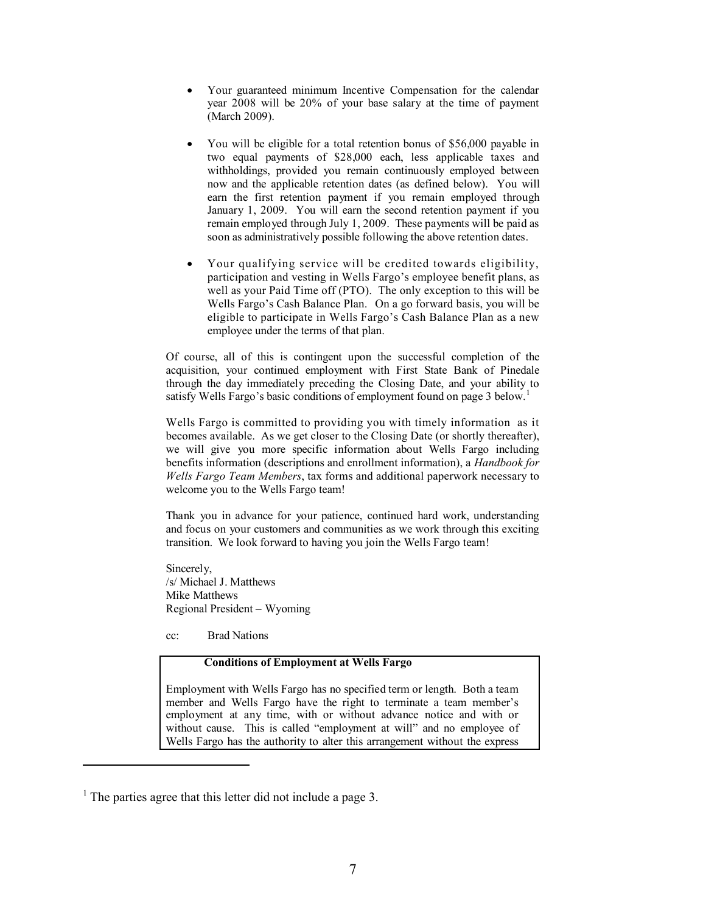- Your guaranteed minimum Incentive Compensation for the calendar year 2008 will be 20% of your base salary at the time of payment (March 2009).

- You will be eligible for a total retention bonus of $56,000 payable in two equal payments of $28,000 each, less applicable taxes and withholdings, provided you remain continuously employed between now and the applicable retention dates (as defined below). You will earn the first retention payment if you remain employed through January 1, 2009. You will earn the second retention payment if you remain employed through July 1, 2009. These payments will be paid as soon as administratively possible following the above retention dates.

- Your qualifying service will be credited towards eligibility, participation and vesting in Wells Fargo's employee benefit plans, as well as your Paid Time off (PTO). The only exception to this will be Wells Fargo's Cash Balance Plan. On a go forward basis, you will be eligible to participate in Wells Fargo's Cash Balance Plan as a new employee under the terms of that plan.

Of course, all of this is contingent upon the successful completion of the acquisition, your continued employment with First State Bank of Pinedale through the day immediately preceding the Closing Date, and your ability to satisfy Wells Fargo's basic conditions of employment found on page 3 below.[1]

Wells Fargo is committed to providing you with timely information as it becomes available. As we get closer to the Closing Date (or shortly thereafter), we will give you more specific information about Wells Fargo including benefits information (descriptions and enrollment information), a *Handbook for Wells Fargo Team Members*, tax forms and additional paperwork necessary to welcome you to the Wells Fargo team!

Thank you in advance for your patience, continued hard work, understanding and focus on your customers and communities as we work through this exciting transition. We look forward to having you join the Wells Fargo team!

Sincerely,
/s/ Michael J. Matthews
Mike Matthews
Regional President – Wyoming

cc: Brad Nations

**Conditions of Employment at Wells Fargo**

Employment with Wells Fargo has no specified term or length. Both a team member and Wells Fargo have the right to terminate a team member's employment at any time, with or without advance notice and with or without cause. This is called "employment at will" and no employee of Wells Fargo has the authority to alter this arrangement without the express

[1] The parties agree that this letter did not include a page 3.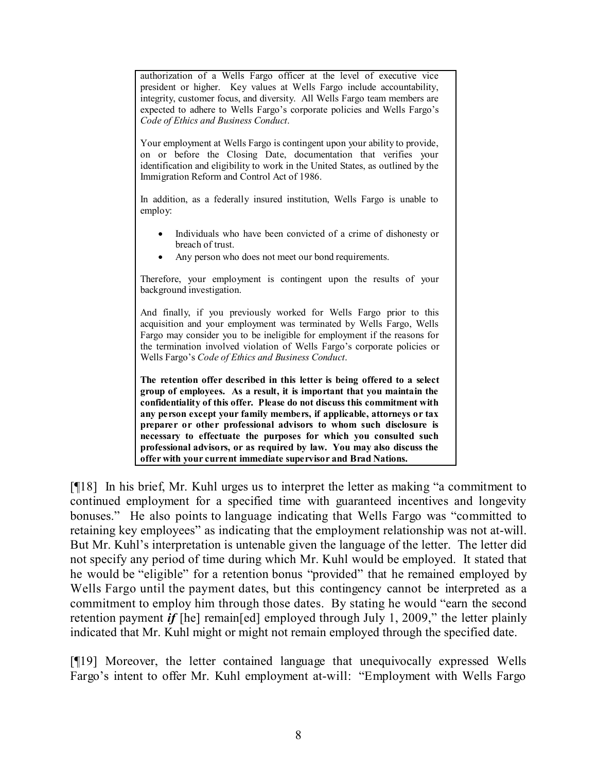> authorization of a Wells Fargo officer at the level of executive vice president or higher. Key values at Wells Fargo include accountability, integrity, customer focus, and diversity. All Wells Fargo team members are expected to adhere to Wells Fargo's corporate policies and Wells Fargo's *Code of Ethics and Business Conduct*.
>
> Your employment at Wells Fargo is contingent upon your ability to provide, on or before the Closing Date, documentation that verifies your identification and eligibility to work in the United States, as outlined by the Immigration Reform and Control Act of 1986.
>
> In addition, as a federally insured institution, Wells Fargo is unable to employ:
>
> - Individuals who have been convicted of a crime of dishonesty or breach of trust.
> - Any person who does not meet our bond requirements.
>
> Therefore, your employment is contingent upon the results of your background investigation.
>
> And finally, if you previously worked for Wells Fargo prior to this acquisition and your employment was terminated by Wells Fargo, Wells Fargo may consider you to be ineligible for employment if the reasons for the termination involved violation of Wells Fargo's corporate policies or Wells Fargo's *Code of Ethics and Business Conduct*.
>
> **The retention offer described in this letter is being offered to a select group of employees. As a result, it is important that you maintain the confidentiality of this offer. Please do not discuss this commitment with any person except your family members, if applicable, attorneys or tax preparer or other professional advisors to whom such disclosure is necessary to effectuate the purposes for which you consulted such professional advisors, or as required by law. You may also discuss the offer with your current immediate supervisor and Brad Nations.**

[¶18] In his brief, Mr. Kuhl urges us to interpret the letter as making "a commitment to continued employment for a specified time with guaranteed incentives and longevity bonuses." He also points to language indicating that Wells Fargo was "committed to retaining key employees" as indicating that the employment relationship was not at-will. But Mr. Kuhl's interpretation is untenable given the language of the letter. The letter did not specify any period of time during which Mr. Kuhl would be employed. It stated that he would be "eligible" for a retention bonus "provided" that he remained employed by Wells Fargo until the payment dates, but this contingency cannot be interpreted as a commitment to employ him through those dates. By stating he would "earn the second retention payment ***if*** [he] remain[ed] employed through July 1, 2009," the letter plainly indicated that Mr. Kuhl might or might not remain employed through the specified date.

[¶19] Moreover, the letter contained language that unequivocally expressed Wells Fargo's intent to offer Mr. Kuhl employment at-will: "Employment with Wells Fargo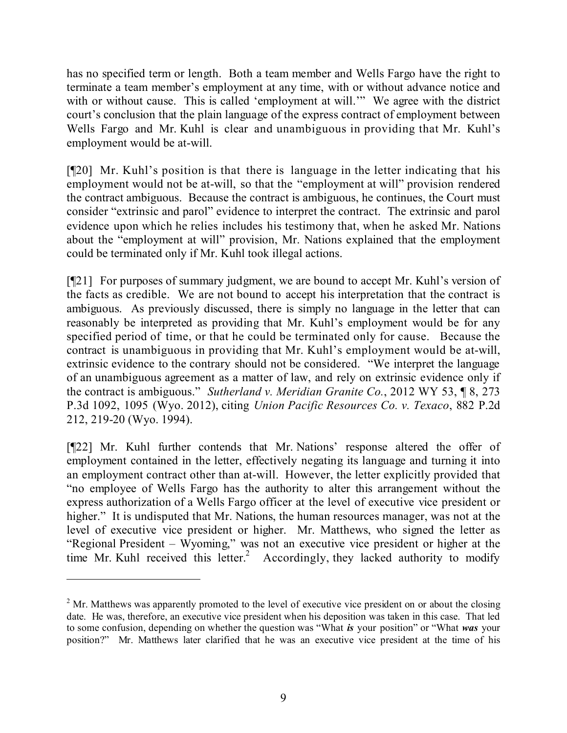has no specified term or length. Both a team member and Wells Fargo have the right to terminate a team member's employment at any time, with or without advance notice and with or without cause. This is called 'employment at will.'" We agree with the district court's conclusion that the plain language of the express contract of employment between Wells Fargo and Mr. Kuhl is clear and unambiguous in providing that Mr. Kuhl's employment would be at-will.

[¶20] Mr. Kuhl's position is that there is language in the letter indicating that his employment would not be at-will, so that the "employment at will" provision rendered the contract ambiguous. Because the contract is ambiguous, he continues, the Court must consider "extrinsic and parol" evidence to interpret the contract. The extrinsic and parol evidence upon which he relies includes his testimony that, when he asked Mr. Nations about the "employment at will" provision, Mr. Nations explained that the employment could be terminated only if Mr. Kuhl took illegal actions.

[¶21] For purposes of summary judgment, we are bound to accept Mr. Kuhl's version of the facts as credible. We are not bound to accept his interpretation that the contract is ambiguous. As previously discussed, there is simply no language in the letter that can reasonably be interpreted as providing that Mr. Kuhl's employment would be for any specified period of time, or that he could be terminated only for cause. Because the contract is unambiguous in providing that Mr. Kuhl's employment would be at-will, extrinsic evidence to the contrary should not be considered. "We interpret the language of an unambiguous agreement as a matter of law, and rely on extrinsic evidence only if the contract is ambiguous." *Sutherland v. Meridian Granite Co.*, 2012 WY 53, ¶ 8, 273 P.3d 1092, 1095 (Wyo. 2012), citing *Union Pacific Resources Co. v. Texaco*, 882 P.2d 212, 219-20 (Wyo. 1994).

[¶22] Mr. Kuhl further contends that Mr. Nations' response altered the offer of employment contained in the letter, effectively negating its language and turning it into an employment contract other than at-will. However, the letter explicitly provided that "no employee of Wells Fargo has the authority to alter this arrangement without the express authorization of a Wells Fargo officer at the level of executive vice president or higher." It is undisputed that Mr. Nations, the human resources manager, was not at the level of executive vice president or higher. Mr. Matthews, who signed the letter as "Regional President – Wyoming," was not an executive vice president or higher at the time Mr. Kuhl received this letter.[2] Accordingly, they lacked authority to modify

---

[2] Mr. Matthews was apparently promoted to the level of executive vice president on or about the closing date. He was, therefore, an executive vice president when his deposition was taken in this case. That led to some confusion, depending on whether the question was "What ***is*** your position" or "What ***was*** your position?" Mr. Matthews later clarified that he was an executive vice president at the time of his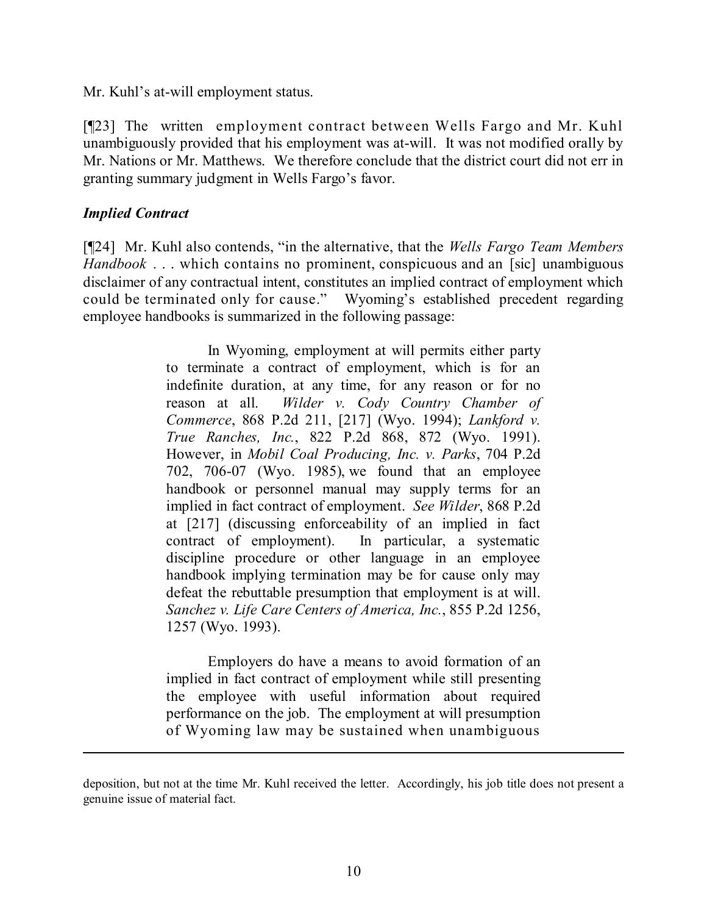Mr. Kuhl's at-will employment status.

[¶23] The written employment contract between Wells Fargo and Mr. Kuhl unambiguously provided that his employment was at-will. It was not modified orally by Mr. Nations or Mr. Matthews. We therefore conclude that the district court did not err in granting summary judgment in Wells Fargo's favor.

***Implied Contract***

[¶24] Mr. Kuhl also contends, "in the alternative, that the *Wells Fargo Team Members Handbook* . . . which contains no prominent, conspicuous and an [sic] unambiguous disclaimer of any contractual intent, constitutes an implied contract of employment which could be terminated only for cause." Wyoming's established precedent regarding employee handbooks is summarized in the following passage:

> In Wyoming, employment at will permits either party to terminate a contract of employment, which is for an indefinite duration, at any time, for any reason or for no reason at all. *Wilder v. Cody Country Chamber of Commerce*, 868 P.2d 211, [217] (Wyo. 1994); *Lankford v. True Ranches, Inc.*, 822 P.2d 868, 872 (Wyo. 1991). However, in *Mobil Coal Producing, Inc. v. Parks*, 704 P.2d 702, 706-07 (Wyo. 1985), we found that an employee handbook or personnel manual may supply terms for an implied in fact contract of employment. *See Wilder*, 868 P.2d at [217] (discussing enforceability of an implied in fact contract of employment). In particular, a systematic discipline procedure or other language in an employee handbook implying termination may be for cause only may defeat the rebuttable presumption that employment is at will. *Sanchez v. Life Care Centers of America, Inc.*, 855 P.2d 1256, 1257 (Wyo. 1993).
>
> Employers do have a means to avoid formation of an implied in fact contract of employment while still presenting the employee with useful information about required performance on the job. The employment at will presumption of Wyoming law may be sustained when unambiguous

---

deposition, but not at the time Mr. Kuhl received the letter. Accordingly, his job title does not present a genuine issue of material fact.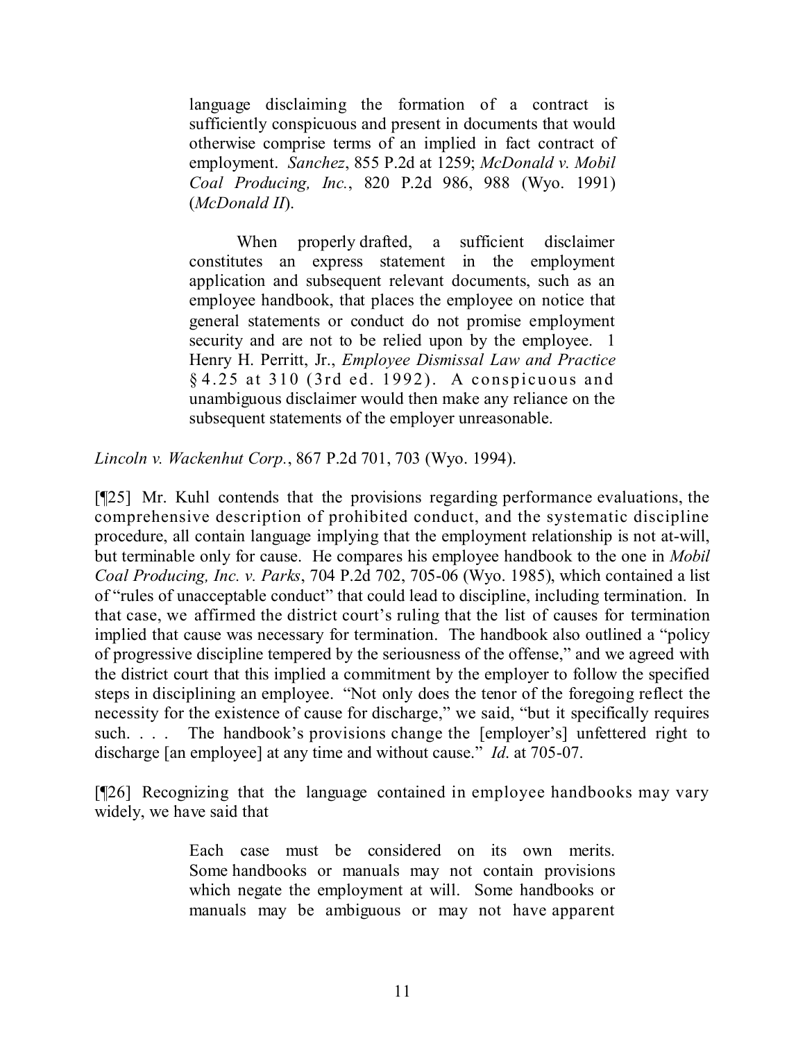> language disclaiming the formation of a contract is sufficiently conspicuous and present in documents that would otherwise comprise terms of an implied in fact contract of employment. *Sanchez*, 855 P.2d at 1259; *McDonald v. Mobil Coal Producing, Inc.*, 820 P.2d 986, 988 (Wyo. 1991) (*McDonald II*).
>
> When properly drafted, a sufficient disclaimer constitutes an express statement in the employment application and subsequent relevant documents, such as an employee handbook, that places the employee on notice that general statements or conduct do not promise employment security and are not to be relied upon by the employee. 1 Henry H. Perritt, Jr., *Employee Dismissal Law and Practice* § 4.25 at 310 (3rd ed. 1992). A conspicuous and unambiguous disclaimer would then make any reliance on the subsequent statements of the employer unreasonable.

*Lincoln v. Wackenhut Corp.*, 867 P.2d 701, 703 (Wyo. 1994).

[¶25] Mr. Kuhl contends that the provisions regarding performance evaluations, the comprehensive description of prohibited conduct, and the systematic discipline procedure, all contain language implying that the employment relationship is not at-will, but terminable only for cause. He compares his employee handbook to the one in *Mobil Coal Producing, Inc. v. Parks*, 704 P.2d 702, 705-06 (Wyo. 1985), which contained a list of "rules of unacceptable conduct" that could lead to discipline, including termination. In that case, we affirmed the district court's ruling that the list of causes for termination implied that cause was necessary for termination. The handbook also outlined a "policy of progressive discipline tempered by the seriousness of the offense," and we agreed with the district court that this implied a commitment by the employer to follow the specified steps in disciplining an employee. "Not only does the tenor of the foregoing reflect the necessity for the existence of cause for discharge," we said, "but it specifically requires such. . . . The handbook's provisions change the [employer's] unfettered right to discharge [an employee] at any time and without cause." *Id.* at 705-07.

[¶26] Recognizing that the language contained in employee handbooks may vary widely, we have said that

> Each case must be considered on its own merits. Some handbooks or manuals may not contain provisions which negate the employment at will. Some handbooks or manuals may be ambiguous or may not have apparent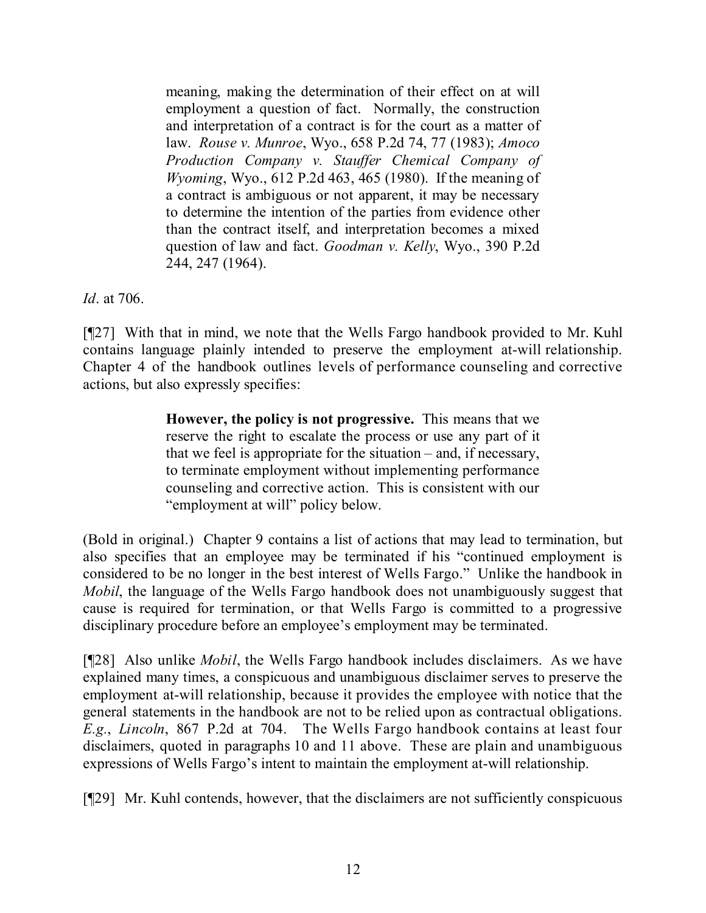> meaning, making the determination of their effect on at will employment a question of fact. Normally, the construction and interpretation of a contract is for the court as a matter of law. *Rouse v. Munroe*, Wyo., 658 P.2d 74, 77 (1983); *Amoco Production Company v. Stauffer Chemical Company of Wyoming*, Wyo., 612 P.2d 463, 465 (1980). If the meaning of a contract is ambiguous or not apparent, it may be necessary to determine the intention of the parties from evidence other than the contract itself, and interpretation becomes a mixed question of law and fact. *Goodman v. Kelly*, Wyo., 390 P.2d 244, 247 (1964).

*Id*. at 706.

[¶27] With that in mind, we note that the Wells Fargo handbook provided to Mr. Kuhl contains language plainly intended to preserve the employment at-will relationship. Chapter 4 of the handbook outlines levels of performance counseling and corrective actions, but also expressly specifies:

> **However, the policy is not progressive.** This means that we reserve the right to escalate the process or use any part of it that we feel is appropriate for the situation – and, if necessary, to terminate employment without implementing performance counseling and corrective action. This is consistent with our "employment at will" policy below.

(Bold in original.) Chapter 9 contains a list of actions that may lead to termination, but also specifies that an employee may be terminated if his "continued employment is considered to be no longer in the best interest of Wells Fargo." Unlike the handbook in *Mobil*, the language of the Wells Fargo handbook does not unambiguously suggest that cause is required for termination, or that Wells Fargo is committed to a progressive disciplinary procedure before an employee's employment may be terminated.

[¶28] Also unlike *Mobil*, the Wells Fargo handbook includes disclaimers. As we have explained many times, a conspicuous and unambiguous disclaimer serves to preserve the employment at-will relationship, because it provides the employee with notice that the general statements in the handbook are not to be relied upon as contractual obligations. *E.g.*, *Lincoln*, 867 P.2d at 704. The Wells Fargo handbook contains at least four disclaimers, quoted in paragraphs 10 and 11 above. These are plain and unambiguous expressions of Wells Fargo's intent to maintain the employment at-will relationship.

[¶29] Mr. Kuhl contends, however, that the disclaimers are not sufficiently conspicuous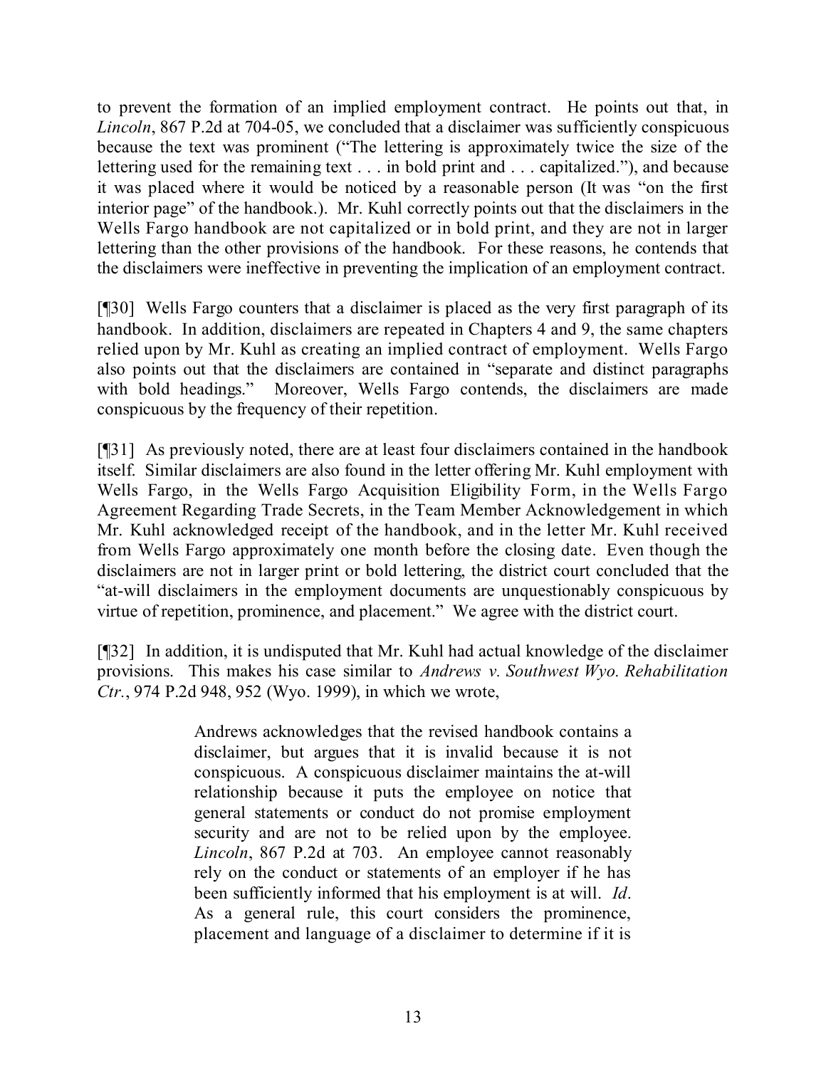to prevent the formation of an implied employment contract. He points out that, in *Lincoln*, 867 P.2d at 704-05, we concluded that a disclaimer was sufficiently conspicuous because the text was prominent ("The lettering is approximately twice the size of the lettering used for the remaining text . . . in bold print and . . . capitalized."), and because it was placed where it would be noticed by a reasonable person (It was "on the first interior page" of the handbook.). Mr. Kuhl correctly points out that the disclaimers in the Wells Fargo handbook are not capitalized or in bold print, and they are not in larger lettering than the other provisions of the handbook. For these reasons, he contends that the disclaimers were ineffective in preventing the implication of an employment contract.

[¶30] Wells Fargo counters that a disclaimer is placed as the very first paragraph of its handbook. In addition, disclaimers are repeated in Chapters 4 and 9, the same chapters relied upon by Mr. Kuhl as creating an implied contract of employment. Wells Fargo also points out that the disclaimers are contained in "separate and distinct paragraphs with bold headings." Moreover, Wells Fargo contends, the disclaimers are made conspicuous by the frequency of their repetition.

[¶31] As previously noted, there are at least four disclaimers contained in the handbook itself. Similar disclaimers are also found in the letter offering Mr. Kuhl employment with Wells Fargo, in the Wells Fargo Acquisition Eligibility Form, in the Wells Fargo Agreement Regarding Trade Secrets, in the Team Member Acknowledgement in which Mr. Kuhl acknowledged receipt of the handbook, and in the letter Mr. Kuhl received from Wells Fargo approximately one month before the closing date. Even though the disclaimers are not in larger print or bold lettering, the district court concluded that the "at-will disclaimers in the employment documents are unquestionably conspicuous by virtue of repetition, prominence, and placement." We agree with the district court.

[¶32] In addition, it is undisputed that Mr. Kuhl had actual knowledge of the disclaimer provisions. This makes his case similar to *Andrews v. Southwest Wyo. Rehabilitation Ctr.*, 974 P.2d 948, 952 (Wyo. 1999), in which we wrote,

> Andrews acknowledges that the revised handbook contains a disclaimer, but argues that it is invalid because it is not conspicuous. A conspicuous disclaimer maintains the at-will relationship because it puts the employee on notice that general statements or conduct do not promise employment security and are not to be relied upon by the employee. *Lincoln*, 867 P.2d at 703. An employee cannot reasonably rely on the conduct or statements of an employer if he has been sufficiently informed that his employment is at will. *Id*. As a general rule, this court considers the prominence, placement and language of a disclaimer to determine if it is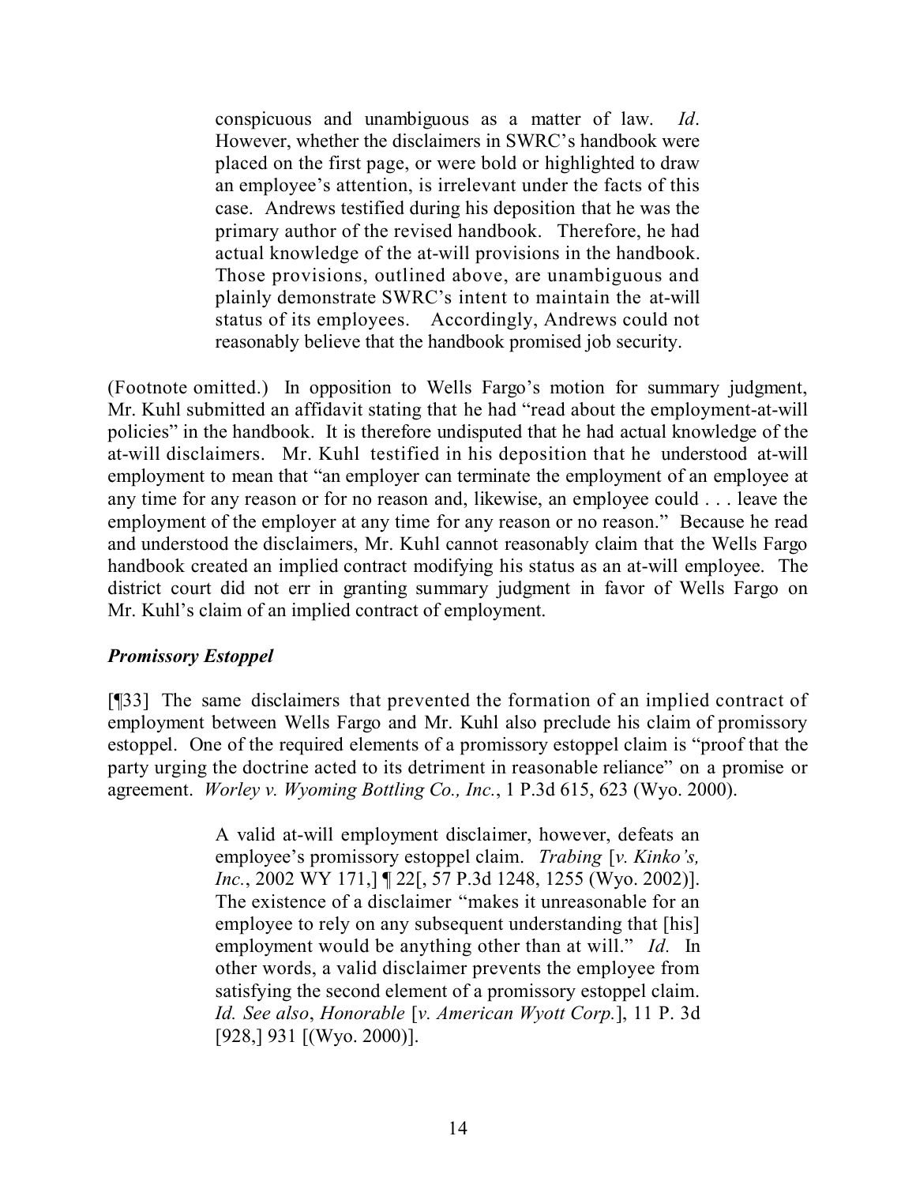> conspicuous and unambiguous as a matter of law. *Id*. However, whether the disclaimers in SWRC's handbook were placed on the first page, or were bold or highlighted to draw an employee's attention, is irrelevant under the facts of this case. Andrews testified during his deposition that he was the primary author of the revised handbook. Therefore, he had actual knowledge of the at-will provisions in the handbook. Those provisions, outlined above, are unambiguous and plainly demonstrate SWRC's intent to maintain the at-will status of its employees. Accordingly, Andrews could not reasonably believe that the handbook promised job security.

(Footnote omitted.) In opposition to Wells Fargo's motion for summary judgment, Mr. Kuhl submitted an affidavit stating that he had "read about the employment-at-will policies" in the handbook. It is therefore undisputed that he had actual knowledge of the at-will disclaimers. Mr. Kuhl testified in his deposition that he understood at-will employment to mean that "an employer can terminate the employment of an employee at any time for any reason or for no reason and, likewise, an employee could . . . leave the employment of the employer at any time for any reason or no reason." Because he read and understood the disclaimers, Mr. Kuhl cannot reasonably claim that the Wells Fargo handbook created an implied contract modifying his status as an at-will employee. The district court did not err in granting summary judgment in favor of Wells Fargo on Mr. Kuhl's claim of an implied contract of employment.

***Promissory Estoppel***

[¶33] The same disclaimers that prevented the formation of an implied contract of employment between Wells Fargo and Mr. Kuhl also preclude his claim of promissory estoppel. One of the required elements of a promissory estoppel claim is "proof that the party urging the doctrine acted to its detriment in reasonable reliance" on a promise or agreement. *Worley v. Wyoming Bottling Co., Inc.*, 1 P.3d 615, 623 (Wyo. 2000).

> A valid at-will employment disclaimer, however, defeats an employee's promissory estoppel claim. *Trabing* [*v. Kinko's, Inc.*, 2002 WY 171,] ¶ 22[, 57 P.3d 1248, 1255 (Wyo. 2002)]. The existence of a disclaimer "makes it unreasonable for an employee to rely on any subsequent understanding that [his] employment would be anything other than at will." *Id.* In other words, a valid disclaimer prevents the employee from satisfying the second element of a promissory estoppel claim. *Id. See also*, *Honorable* [*v. American Wyott Corp.*], 11 P. 3d [928,] 931 [(Wyo. 2000)].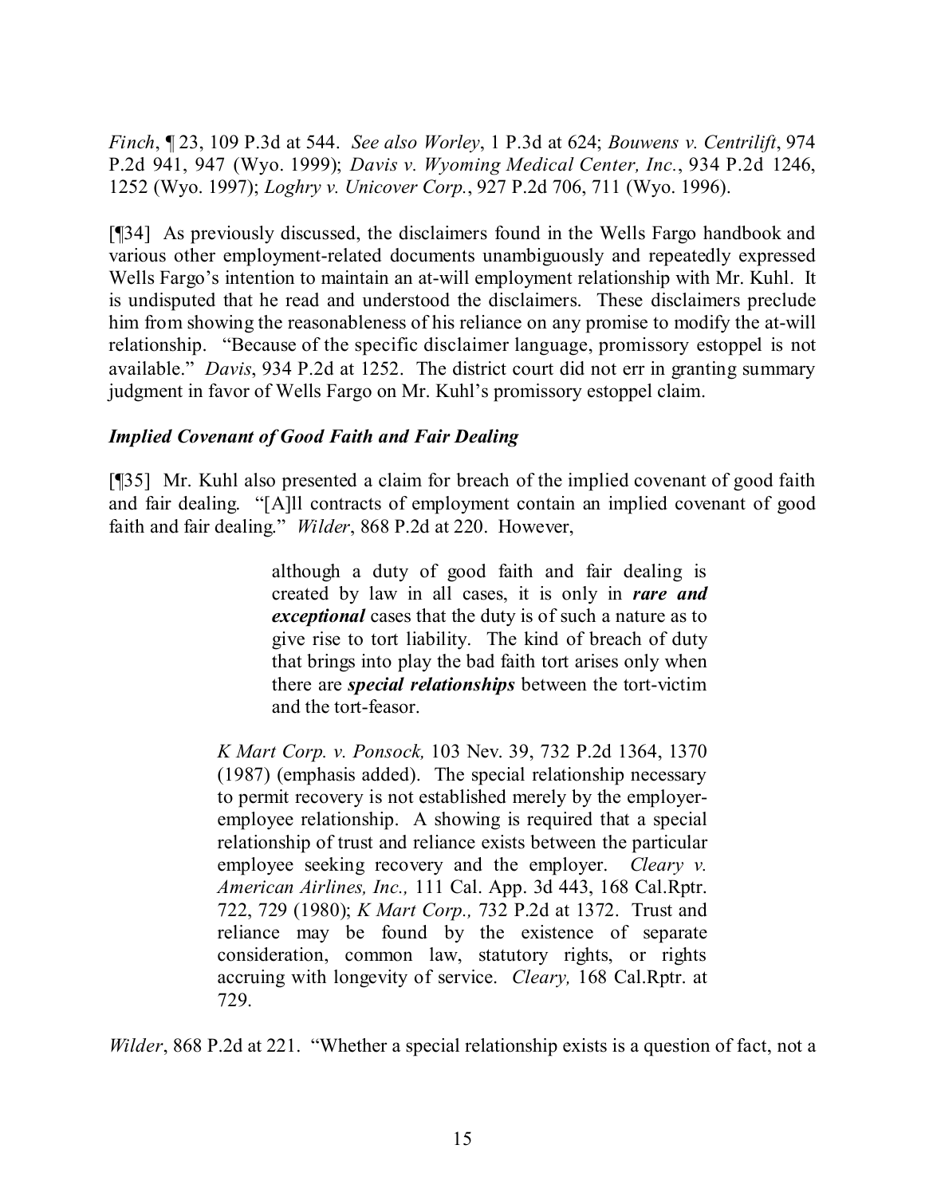*Finch*, ¶ 23, 109 P.3d at 544. *See also Worley*, 1 P.3d at 624; *Bouwens v. Centrilift*, 974 P.2d 941, 947 (Wyo. 1999); *Davis v. Wyoming Medical Center, Inc.*, 934 P.2d 1246, 1252 (Wyo. 1997); *Loghry v. Unicover Corp.*, 927 P.2d 706, 711 (Wyo. 1996).

[¶34] As previously discussed, the disclaimers found in the Wells Fargo handbook and various other employment-related documents unambiguously and repeatedly expressed Wells Fargo's intention to maintain an at-will employment relationship with Mr. Kuhl. It is undisputed that he read and understood the disclaimers. These disclaimers preclude him from showing the reasonableness of his reliance on any promise to modify the at-will relationship. "Because of the specific disclaimer language, promissory estoppel is not available." *Davis*, 934 P.2d at 1252. The district court did not err in granting summary judgment in favor of Wells Fargo on Mr. Kuhl's promissory estoppel claim.

***Implied Covenant of Good Faith and Fair Dealing***

[¶35] Mr. Kuhl also presented a claim for breach of the implied covenant of good faith and fair dealing. "[A]ll contracts of employment contain an implied covenant of good faith and fair dealing." *Wilder*, 868 P.2d at 220. However,

> although a duty of good faith and fair dealing is created by law in all cases, it is only in ***rare and exceptional*** cases that the duty is of such a nature as to give rise to tort liability. The kind of breach of duty that brings into play the bad faith tort arises only when there are ***special relationships*** between the tort-victim and the tort-feasor.
>
> *K Mart Corp. v. Ponsock,* 103 Nev. 39, 732 P.2d 1364, 1370 (1987) (emphasis added). The special relationship necessary to permit recovery is not established merely by the employer-employee relationship. A showing is required that a special relationship of trust and reliance exists between the particular employee seeking recovery and the employer. *Cleary v. American Airlines, Inc.,* 111 Cal. App. 3d 443, 168 Cal.Rptr. 722, 729 (1980); *K Mart Corp.,* 732 P.2d at 1372. Trust and reliance may be found by the existence of separate consideration, common law, statutory rights, or rights accruing with longevity of service. *Cleary,* 168 Cal.Rptr. at 729.

*Wilder*, 868 P.2d at 221. "Whether a special relationship exists is a question of fact, not a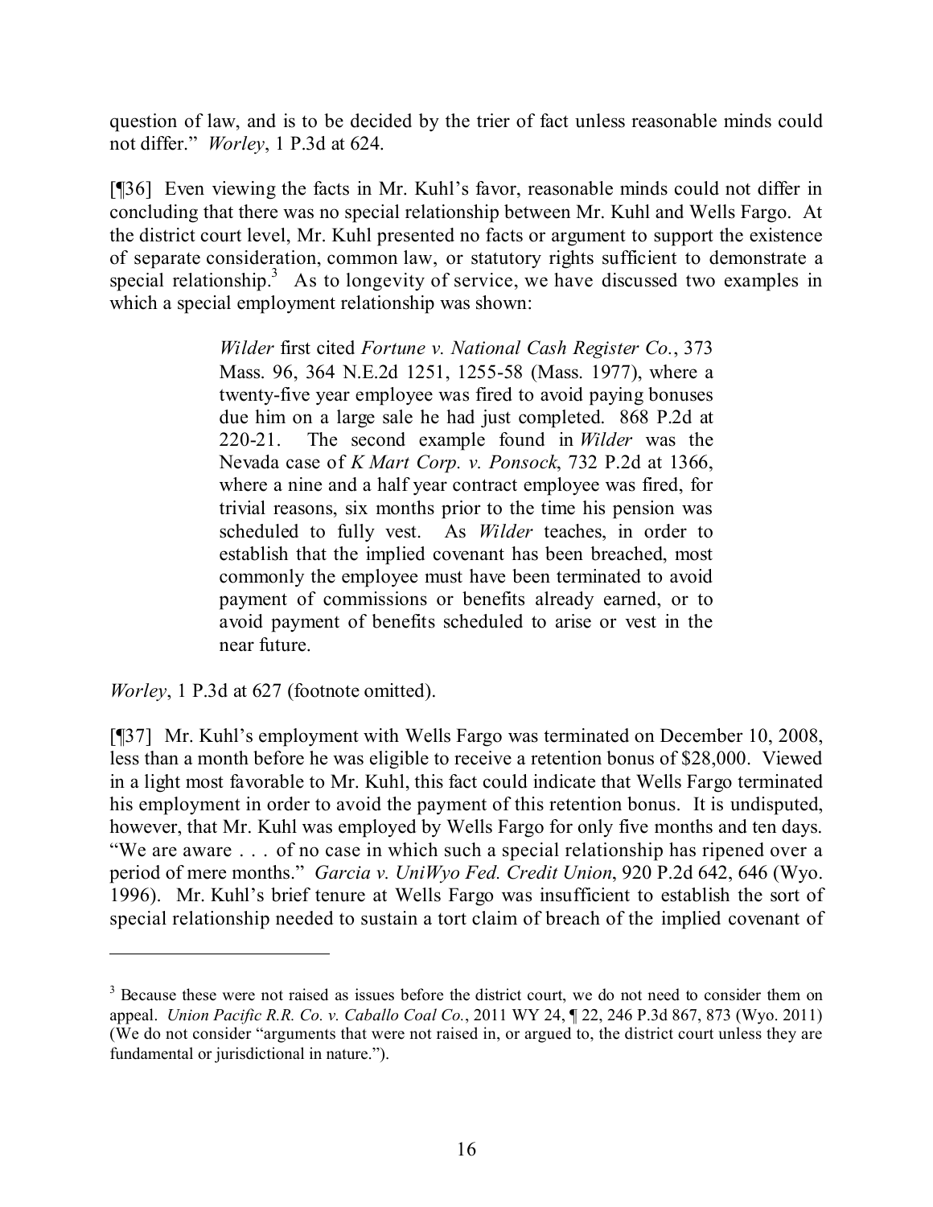question of law, and is to be decided by the trier of fact unless reasonable minds could not differ." *Worley*, 1 P.3d at 624.

[¶36] Even viewing the facts in Mr. Kuhl's favor, reasonable minds could not differ in concluding that there was no special relationship between Mr. Kuhl and Wells Fargo. At the district court level, Mr. Kuhl presented no facts or argument to support the existence of separate consideration, common law, or statutory rights sufficient to demonstrate a special relationship.[3] As to longevity of service, we have discussed two examples in which a special employment relationship was shown:

> *Wilder* first cited *Fortune v. National Cash Register Co.*, 373 Mass. 96, 364 N.E.2d 1251, 1255-58 (Mass. 1977), where a twenty-five year employee was fired to avoid paying bonuses due him on a large sale he had just completed. 868 P.2d at 220-21. The second example found in *Wilder* was the Nevada case of *K Mart Corp. v. Ponsock*, 732 P.2d at 1366, where a nine and a half year contract employee was fired, for trivial reasons, six months prior to the time his pension was scheduled to fully vest. As *Wilder* teaches, in order to establish that the implied covenant has been breached, most commonly the employee must have been terminated to avoid payment of commissions or benefits already earned, or to avoid payment of benefits scheduled to arise or vest in the near future.

*Worley*, 1 P.3d at 627 (footnote omitted).

[¶37] Mr. Kuhl's employment with Wells Fargo was terminated on December 10, 2008, less than a month before he was eligible to receive a retention bonus of $28,000. Viewed in a light most favorable to Mr. Kuhl, this fact could indicate that Wells Fargo terminated his employment in order to avoid the payment of this retention bonus. It is undisputed, however, that Mr. Kuhl was employed by Wells Fargo for only five months and ten days. "We are aware . . . of no case in which such a special relationship has ripened over a period of mere months." *Garcia v. UniWyo Fed. Credit Union*, 920 P.2d 642, 646 (Wyo. 1996). Mr. Kuhl's brief tenure at Wells Fargo was insufficient to establish the sort of special relationship needed to sustain a tort claim of breach of the implied covenant of

---

[3] Because these were not raised as issues before the district court, we do not need to consider them on appeal. *Union Pacific R.R. Co. v. Caballo Coal Co.*, 2011 WY 24, ¶ 22, 246 P.3d 867, 873 (Wyo. 2011) (We do not consider "arguments that were not raised in, or argued to, the district court unless they are fundamental or jurisdictional in nature.").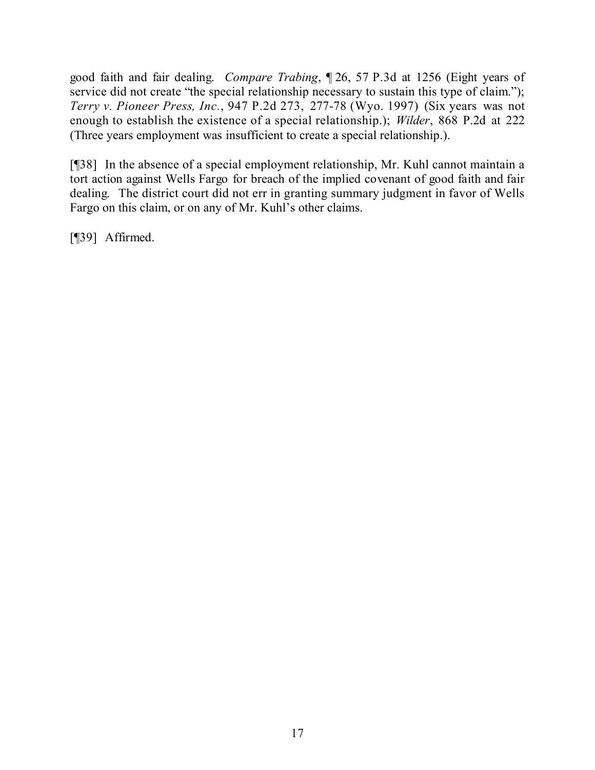good faith and fair dealing. *Compare Trabing*, ¶ 26, 57 P.3d at 1256 (Eight years of service did not create "the special relationship necessary to sustain this type of claim."); *Terry v. Pioneer Press, Inc.*, 947 P.2d 273, 277-78 (Wyo. 1997) (Six years was not enough to establish the existence of a special relationship.); *Wilder*, 868 P.2d at 222 (Three years employment was insufficient to create a special relationship.).

[¶38] In the absence of a special employment relationship, Mr. Kuhl cannot maintain a tort action against Wells Fargo for breach of the implied covenant of good faith and fair dealing. The district court did not err in granting summary judgment in favor of Wells Fargo on this claim, or on any of Mr. Kuhl's other claims.

[¶39] Affirmed.